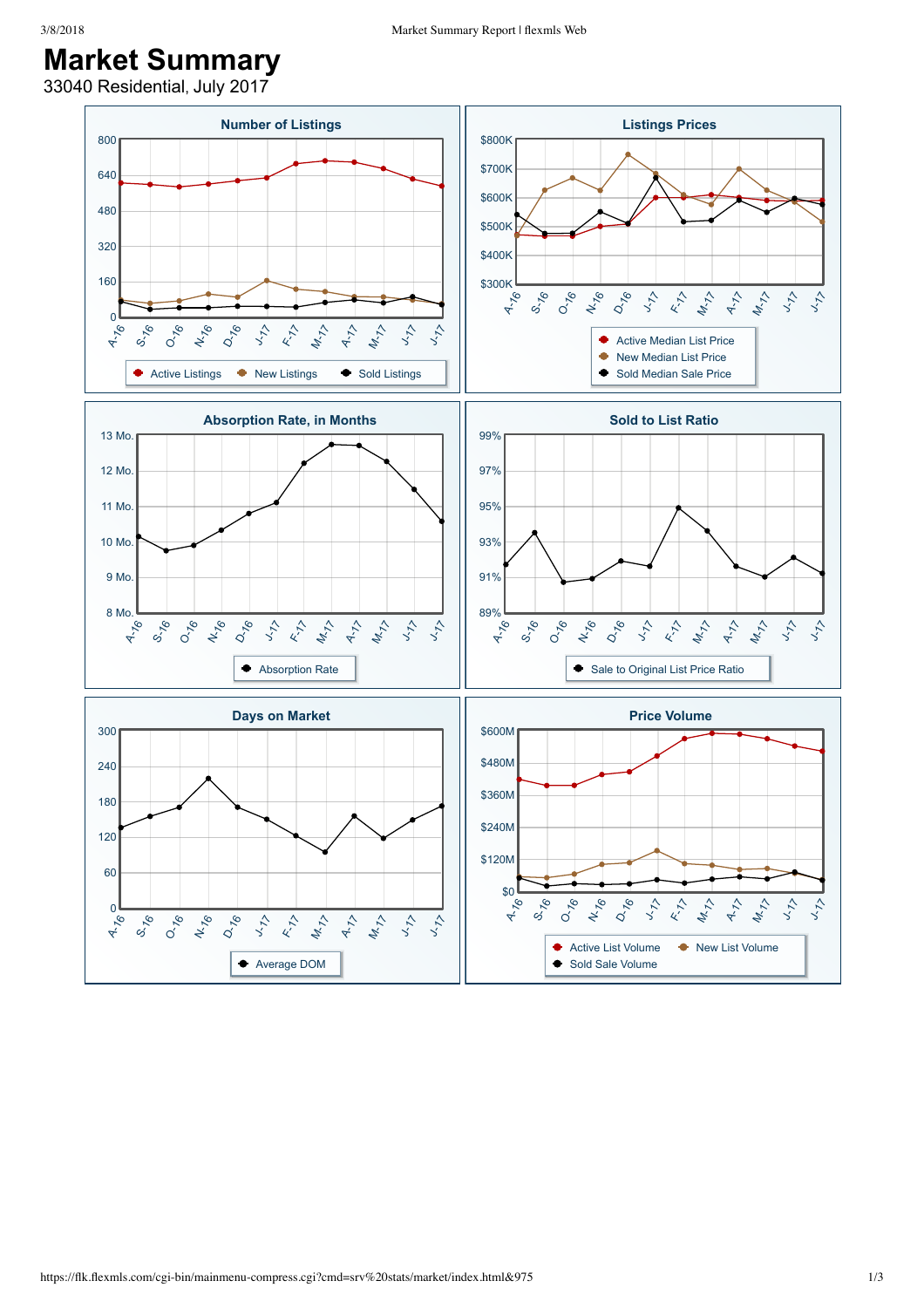# Market Summary

33040 Residential, July 2017

## Number of Listings

800, 640, 480, 320, 160, 0

A-16, S-16, O-16, N-16, D-16, J-17, F-17, M-17, A-17, M-17, J-17, J-17

Active Listings, New Listings, Sold Listings

## Listings Prices

$800K, $700K, $600K, $500K, $400K, $300K

A-16, S-16, O-16, N-16, D-16, J-17, F-17, M-17, A-17, M-17, J-17, J-17

Active Median List Price, New Median List Price, Sold Median Sale Price

## Absorption Rate, in Months

13 Mo., 12 Mo., 11 Mo., 10 Mo., 9 Mo., 8 Mo.

A-16, S-16, O-16, N-16, D-16, J-17, F-17, M-17, A-17, M-17, J-17, J-17

Absorption Rate

## Sold to List Ratio

99%, 97%, 95%, 93%, 91%, 89%

A-16, S-16, O-16, N-16, D-16, J-17, F-17, M-17, A-17, M-17, J-17, J-17

Sale to Original List Price Ratio

## Days on Market

300, 240, 180, 120, 60, 0

A-16, S-16, O-16, N-16, D-16, J-17, F-17, M-17, A-17, M-17, J-17, J-17

Average DOM

## Price Volume

$600M, $480M, $360M, $240M, $120M, $0

A-16, S-16, O-16, N-16, D-16, J-17, F-17, M-17, A-17, M-17, J-17, J-17

Active List Volume, New List Volume, Sold Sale Volume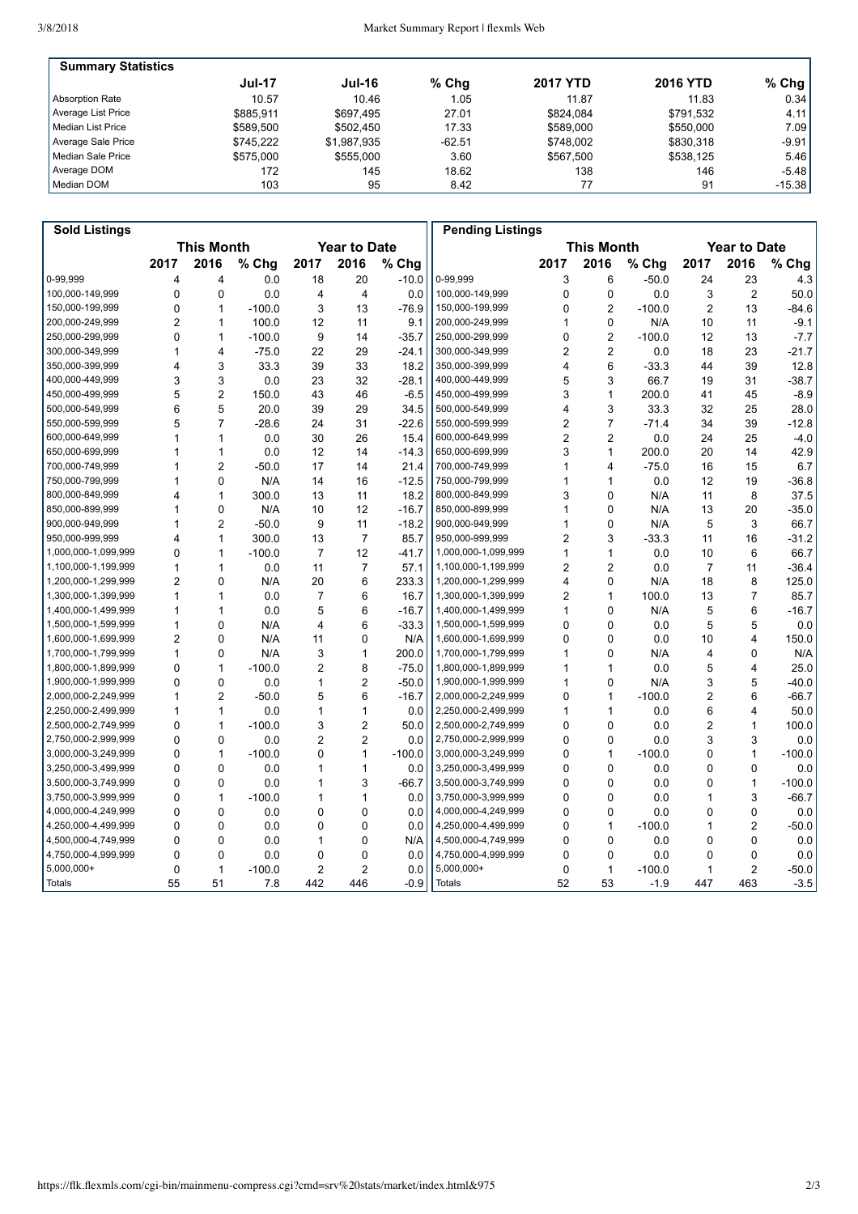## Summary Statistics

| | Jul-17 | Jul-16 | % Chg | 2017 YTD | 2016 YTD | % Chg |
|---|---|---|---|---|---|---|
| Absorption Rate | 10.57 | 10.46 | 1.05 | 11.87 | 11.83 | 0.34 |
| Average List Price | $885,911 | $697,495 | 27.01 | $824,084 | $791,532 | 4.11 |
| Median List Price | $589,500 | $502,450 | 17.33 | $589,000 | $550,000 | 7.09 |
| Average Sale Price | $745,222 | $1,987,935 | -62.51 | $748,002 | $830,318 | -9.91 |
| Median Sale Price | $575,000 | $555,000 | 3.60 | $567,500 | $538,125 | 5.46 |
| Average DOM | 172 | 145 | 18.62 | 138 | 146 | -5.48 |
| Median DOM | 103 | 95 | 8.42 | 77 | 91 | -15.38 |

## Sold Listings

| | This Month | | | Year to Date | | |
|---|---|---|---|---|---|---|
| | 2017 | 2016 | % Chg | 2017 | 2016 | % Chg |
| 0-99,999 | 4 | 4 | 0.0 | 18 | 20 | -10.0 |
| 100,000-149,999 | 0 | 0 | 0.0 | 4 | 4 | 0.0 |
| 150,000-199,999 | 0 | 1 | -100.0 | 3 | 13 | -76.9 |
| 200,000-249,999 | 2 | 1 | 100.0 | 12 | 11 | 9.1 |
| 250,000-299,999 | 0 | 1 | -100.0 | 9 | 14 | -35.7 |
| 300,000-349,999 | 1 | 4 | -75.0 | 22 | 29 | -24.1 |
| 350,000-399,999 | 4 | 3 | 33.3 | 39 | 33 | 18.2 |
| 400,000-449,999 | 3 | 3 | 0.0 | 23 | 32 | -28.1 |
| 450,000-499,999 | 5 | 2 | 150.0 | 43 | 46 | -6.5 |
| 500,000-549,999 | 6 | 5 | 20.0 | 39 | 29 | 34.5 |
| 550,000-599,999 | 5 | 7 | -28.6 | 24 | 31 | -22.6 |
| 600,000-649,999 | 1 | 1 | 0.0 | 30 | 26 | 15.4 |
| 650,000-699,999 | 1 | 1 | 0.0 | 12 | 14 | -14.3 |
| 700,000-749,999 | 1 | 2 | -50.0 | 17 | 14 | 21.4 |
| 750,000-799,999 | 1 | 0 | N/A | 14 | 16 | -12.5 |
| 800,000-849,999 | 4 | 1 | 300.0 | 13 | 11 | 18.2 |
| 850,000-899,999 | 1 | 0 | N/A | 10 | 12 | -16.7 |
| 900,000-949,999 | 1 | 2 | -50.0 | 9 | 11 | -18.2 |
| 950,000-999,999 | 4 | 1 | 300.0 | 13 | 7 | 85.7 |
| 1,000,000-1,099,999 | 0 | 1 | -100.0 | 7 | 12 | -41.7 |
| 1,100,000-1,199,999 | 1 | 1 | 0.0 | 11 | 7 | 57.1 |
| 1,200,000-1,299,999 | 2 | 0 | N/A | 20 | 6 | 233.3 |
| 1,300,000-1,399,999 | 1 | 1 | 0.0 | 7 | 6 | 16.7 |
| 1,400,000-1,499,999 | 1 | 1 | 0.0 | 5 | 6 | -16.7 |
| 1,500,000-1,599,999 | 1 | 0 | N/A | 4 | 6 | -33.3 |
| 1,600,000-1,699,999 | 2 | 0 | N/A | 11 | 0 | N/A |
| 1,700,000-1,799,999 | 1 | 0 | N/A | 3 | 1 | 200.0 |
| 1,800,000-1,899,999 | 0 | 1 | -100.0 | 2 | 8 | -75.0 |
| 1,900,000-1,999,999 | 0 | 0 | 0.0 | 1 | 2 | -50.0 |
| 2,000,000-2,249,999 | 1 | 2 | -50.0 | 5 | 6 | -16.7 |
| 2,250,000-2,499,999 | 1 | 1 | 0.0 | 1 | 1 | 0.0 |
| 2,500,000-2,749,999 | 0 | 1 | -100.0 | 3 | 2 | 50.0 |
| 2,750,000-2,999,999 | 0 | 0 | 0.0 | 2 | 2 | 0.0 |
| 3,000,000-3,249,999 | 0 | 1 | -100.0 | 0 | 1 | -100.0 |
| 3,250,000-3,499,999 | 0 | 0 | 0.0 | 1 | 1 | 0.0 |
| 3,500,000-3,749,999 | 0 | 0 | 0.0 | 1 | 3 | -66.7 |
| 3,750,000-3,999,999 | 0 | 1 | -100.0 | 1 | 1 | 0.0 |
| 4,000,000-4,249,999 | 0 | 0 | 0.0 | 0 | 0 | 0.0 |
| 4,250,000-4,499,999 | 0 | 0 | 0.0 | 0 | 0 | 0.0 |
| 4,500,000-4,749,999 | 0 | 0 | 0.0 | 1 | 0 | N/A |
| 4,750,000-4,999,999 | 0 | 0 | 0.0 | 0 | 0 | 0.0 |
| 5,000,000+ | 0 | 1 | -100.0 | 2 | 2 | 0.0 |
| Totals | 55 | 51 | 7.8 | 442 | 446 | -0.9 |

## Pending Listings

| | This Month | | | Year to Date | | |
|---|---|---|---|---|---|---|
| | 2017 | 2016 | % Chg | 2017 | 2016 | % Chg |
| 0-99,999 | 3 | 6 | -50.0 | 24 | 23 | 4.3 |
| 100,000-149,999 | 0 | 0 | 0.0 | 3 | 2 | 50.0 |
| 150,000-199,999 | 0 | 2 | -100.0 | 2 | 13 | -84.6 |
| 200,000-249,999 | 1 | 0 | N/A | 10 | 11 | -9.1 |
| 250,000-299,999 | 0 | 2 | -100.0 | 12 | 13 | -7.7 |
| 300,000-349,999 | 2 | 2 | 0.0 | 18 | 23 | -21.7 |
| 350,000-399,999 | 4 | 6 | -33.3 | 44 | 39 | 12.8 |
| 400,000-449,999 | 5 | 3 | 66.7 | 19 | 31 | -38.7 |
| 450,000-499,999 | 3 | 1 | 200.0 | 41 | 45 | -8.9 |
| 500,000-549,999 | 4 | 3 | 33.3 | 32 | 25 | 28.0 |
| 550,000-599,999 | 2 | 7 | -71.4 | 34 | 39 | -12.8 |
| 600,000-649,999 | 2 | 2 | 0.0 | 24 | 25 | -4.0 |
| 650,000-699,999 | 3 | 1 | 200.0 | 20 | 14 | 42.9 |
| 700,000-749,999 | 1 | 4 | -75.0 | 16 | 15 | 6.7 |
| 750,000-799,999 | 1 | 1 | 0.0 | 12 | 19 | -36.8 |
| 800,000-849,999 | 3 | 0 | N/A | 11 | 8 | 37.5 |
| 850,000-899,999 | 1 | 0 | N/A | 13 | 20 | -35.0 |
| 900,000-949,999 | 1 | 0 | N/A | 5 | 3 | 66.7 |
| 950,000-999,999 | 2 | 3 | -33.3 | 11 | 16 | -31.2 |
| 1,000,000-1,099,999 | 1 | 1 | 0.0 | 10 | 6 | 66.7 |
| 1,100,000-1,199,999 | 2 | 2 | 0.0 | 7 | 11 | -36.4 |
| 1,200,000-1,299,999 | 4 | 0 | N/A | 18 | 8 | 125.0 |
| 1,300,000-1,399,999 | 2 | 1 | 100.0 | 13 | 7 | 85.7 |
| 1,400,000-1,499,999 | 1 | 0 | N/A | 5 | 6 | -16.7 |
| 1,500,000-1,599,999 | 0 | 0 | 0.0 | 5 | 5 | 0.0 |
| 1,600,000-1,699,999 | 0 | 0 | 0.0 | 10 | 4 | 150.0 |
| 1,700,000-1,799,999 | 1 | 0 | N/A | 4 | 0 | N/A |
| 1,800,000-1,899,999 | 1 | 1 | 0.0 | 5 | 4 | 25.0 |
| 1,900,000-1,999,999 | 1 | 0 | N/A | 3 | 5 | -40.0 |
| 2,000,000-2,249,999 | 0 | 1 | -100.0 | 2 | 6 | -66.7 |
| 2,250,000-2,499,999 | 1 | 1 | 0.0 | 6 | 4 | 50.0 |
| 2,500,000-2,749,999 | 0 | 0 | 0.0 | 2 | 1 | 100.0 |
| 2,750,000-2,999,999 | 0 | 0 | 0.0 | 3 | 3 | 0.0 |
| 3,000,000-3,249,999 | 0 | 1 | -100.0 | 0 | 1 | -100.0 |
| 3,250,000-3,499,999 | 0 | 0 | 0.0 | 0 | 0 | 0.0 |
| 3,500,000-3,749,999 | 0 | 0 | 0.0 | 0 | 1 | -100.0 |
| 3,750,000-3,999,999 | 0 | 0 | 0.0 | 1 | 3 | -66.7 |
| 4,000,000-4,249,999 | 0 | 0 | 0.0 | 0 | 0 | 0.0 |
| 4,250,000-4,499,999 | 0 | 1 | -100.0 | 1 | 2 | -50.0 |
| 4,500,000-4,749,999 | 0 | 0 | 0.0 | 0 | 0 | 0.0 |
| 4,750,000-4,999,999 | 0 | 0 | 0.0 | 0 | 0 | 0.0 |
| 5,000,000+ | 0 | 1 | -100.0 | 1 | 2 | -50.0 |
| Totals | 52 | 53 | -1.9 | 447 | 463 | -3.5 |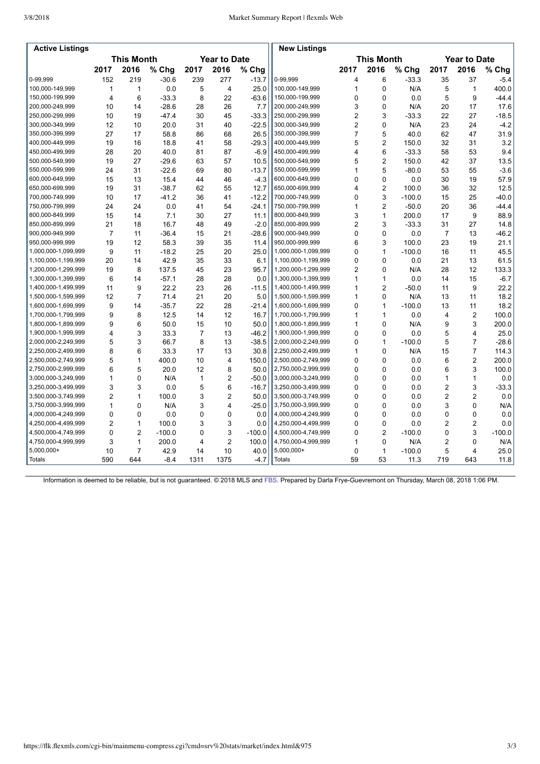## Active Listings

| | This Month | | | Year to Date | | |
|---|---|---|---|---|---|---|
| | 2017 | 2016 | % Chg | 2017 | 2016 | % Chg |
| 0-99,999 | 152 | 219 | -30.6 | 239 | 277 | -13.7 |
| 100,000-149,999 | 1 | 1 | 0.0 | 5 | 4 | 25.0 |
| 150,000-199,999 | 4 | 6 | -33.3 | 8 | 22 | -63.6 |
| 200,000-249,999 | 10 | 14 | -28.6 | 28 | 26 | 7.7 |
| 250,000-299,999 | 10 | 19 | -47.4 | 30 | 45 | -33.3 |
| 300,000-349,999 | 12 | 10 | 20.0 | 31 | 40 | -22.5 |
| 350,000-399,999 | 27 | 17 | 58.8 | 86 | 68 | 26.5 |
| 400,000-449,999 | 19 | 16 | 18.8 | 41 | 58 | -29.3 |
| 450,000-499,999 | 28 | 20 | 40.0 | 81 | 87 | -6.9 |
| 500,000-549,999 | 19 | 27 | -29.6 | 63 | 57 | 10.5 |
| 550,000-599,999 | 24 | 31 | -22.6 | 69 | 80 | -13.7 |
| 600,000-649,999 | 15 | 13 | 15.4 | 44 | 46 | -4.3 |
| 650,000-699,999 | 19 | 31 | -38.7 | 62 | 55 | 12.7 |
| 700,000-749,999 | 10 | 17 | -41.2 | 36 | 41 | -12.2 |
| 750,000-799,999 | 24 | 24 | 0.0 | 41 | 54 | -24.1 |
| 800,000-849,999 | 15 | 14 | 7.1 | 30 | 27 | 11.1 |
| 850,000-899,999 | 21 | 18 | 16.7 | 48 | 49 | -2.0 |
| 900,000-949,999 | 7 | 11 | -36.4 | 15 | 21 | -28.6 |
| 950,000-999,999 | 19 | 12 | 58.3 | 39 | 35 | 11.4 |
| 1,000,000-1,099,999 | 9 | 11 | -18.2 | 25 | 20 | 25.0 |
| 1,100,000-1,199,999 | 20 | 14 | 42.9 | 35 | 33 | 6.1 |
| 1,200,000-1,299,999 | 19 | 8 | 137.5 | 45 | 23 | 95.7 |
| 1,300,000-1,399,999 | 6 | 14 | -57.1 | 28 | 28 | 0.0 |
| 1,400,000-1,499,999 | 11 | 9 | 22.2 | 23 | 26 | -11.5 |
| 1,500,000-1,599,999 | 12 | 7 | 71.4 | 21 | 20 | 5.0 |
| 1,600,000-1,699,999 | 9 | 14 | -35.7 | 22 | 28 | -21.4 |
| 1,700,000-1,799,999 | 9 | 8 | 12.5 | 14 | 12 | 16.7 |
| 1,800,000-1,899,999 | 9 | 6 | 50.0 | 15 | 10 | 50.0 |
| 1,900,000-1,999,999 | 4 | 3 | 33.3 | 7 | 13 | -46.2 |
| 2,000,000-2,249,999 | 5 | 3 | 66.7 | 8 | 13 | -38.5 |
| 2,250,000-2,499,999 | 8 | 6 | 33.3 | 17 | 13 | 30.8 |
| 2,500,000-2,749,999 | 5 | 1 | 400.0 | 10 | 4 | 150.0 |
| 2,750,000-2,999,999 | 6 | 5 | 20.0 | 12 | 8 | 50.0 |
| 3,000,000-3,249,999 | 1 | 0 | N/A | 1 | 2 | -50.0 |
| 3,250,000-3,499,999 | 3 | 3 | 0.0 | 5 | 6 | -16.7 |
| 3,500,000-3,749,999 | 2 | 1 | 100.0 | 3 | 2 | 50.0 |
| 3,750,000-3,999,999 | 1 | 0 | N/A | 3 | 4 | -25.0 |
| 4,000,000-4,249,999 | 0 | 0 | 0.0 | 0 | 0 | 0.0 |
| 4,250,000-4,499,999 | 2 | 1 | 100.0 | 3 | 3 | 0.0 |
| 4,500,000-4,749,999 | 0 | 2 | -100.0 | 0 | 3 | -100.0 |
| 4,750,000-4,999,999 | 3 | 1 | 200.0 | 4 | 2 | 100.0 |
| 5,000,000+ | 10 | 7 | 42.9 | 14 | 10 | 40.0 |
| Totals | 590 | 644 | -8.4 | 1311 | 1375 | -4.7 |

## New Listings

| | This Month | | | Year to Date | | |
|---|---|---|---|---|---|---|
| | 2017 | 2016 | % Chg | 2017 | 2016 | % Chg |
| 0-99,999 | 4 | 6 | -33.3 | 35 | 37 | -5.4 |
| 100,000-149,999 | 1 | 0 | N/A | 5 | 1 | 400.0 |
| 150,000-199,999 | 0 | 0 | 0.0 | 5 | 9 | -44.4 |
| 200,000-249,999 | 3 | 0 | N/A | 20 | 17 | 17.6 |
| 250,000-299,999 | 2 | 3 | -33.3 | 22 | 27 | -18.5 |
| 300,000-349,999 | 2 | 0 | N/A | 23 | 24 | -4.2 |
| 350,000-399,999 | 7 | 5 | 40.0 | 62 | 47 | 31.9 |
| 400,000-449,999 | 5 | 2 | 150.0 | 32 | 31 | 3.2 |
| 450,000-499,999 | 4 | 6 | -33.3 | 58 | 53 | 9.4 |
| 500,000-549,999 | 5 | 2 | 150.0 | 42 | 37 | 13.5 |
| 550,000-599,999 | 1 | 5 | -80.0 | 53 | 55 | -3.6 |
| 600,000-649,999 | 0 | 0 | 0.0 | 30 | 19 | 57.9 |
| 650,000-699,999 | 4 | 2 | 100.0 | 36 | 32 | 12.5 |
| 700,000-749,999 | 0 | 3 | -100.0 | 15 | 25 | -40.0 |
| 750,000-799,999 | 1 | 2 | -50.0 | 20 | 36 | -44.4 |
| 800,000-849,999 | 3 | 1 | 200.0 | 17 | 9 | 88.9 |
| 850,000-899,999 | 2 | 3 | -33.3 | 31 | 27 | 14.8 |
| 900,000-949,999 | 0 | 0 | 0.0 | 7 | 13 | -46.2 |
| 950,000-999,999 | 6 | 3 | 100.0 | 23 | 19 | 21.1 |
| 1,000,000-1,099,999 | 0 | 1 | -100.0 | 16 | 11 | 45.5 |
| 1,100,000-1,199,999 | 0 | 0 | 0.0 | 21 | 13 | 61.5 |
| 1,200,000-1,299,999 | 2 | 0 | N/A | 28 | 12 | 133.3 |
| 1,300,000-1,399,999 | 1 | 1 | 0.0 | 14 | 15 | -6.7 |
| 1,400,000-1,499,999 | 1 | 2 | -50.0 | 11 | 9 | 22.2 |
| 1,500,000-1,599,999 | 1 | 0 | N/A | 13 | 11 | 18.2 |
| 1,600,000-1,699,999 | 0 | 1 | -100.0 | 13 | 11 | 18.2 |
| 1,700,000-1,799,999 | 1 | 1 | 0.0 | 4 | 2 | 100.0 |
| 1,800,000-1,899,999 | 1 | 0 | N/A | 9 | 3 | 200.0 |
| 1,900,000-1,999,999 | 0 | 0 | 0.0 | 5 | 4 | 25.0 |
| 2,000,000-2,249,999 | 0 | 1 | -100.0 | 5 | 7 | -28.6 |
| 2,250,000-2,499,999 | 1 | 0 | N/A | 15 | 7 | 114.3 |
| 2,500,000-2,749,999 | 0 | 0 | 0.0 | 6 | 2 | 200.0 |
| 2,750,000-2,999,999 | 0 | 0 | 0.0 | 6 | 3 | 100.0 |
| 3,000,000-3,249,999 | 0 | 0 | 0.0 | 1 | 1 | 0.0 |
| 3,250,000-3,499,999 | 0 | 0 | 0.0 | 2 | 3 | -33.3 |
| 3,500,000-3,749,999 | 0 | 0 | 0.0 | 2 | 2 | 0.0 |
| 3,750,000-3,999,999 | 0 | 0 | 0.0 | 3 | 0 | N/A |
| 4,000,000-4,249,999 | 0 | 0 | 0.0 | 0 | 0 | 0.0 |
| 4,250,000-4,499,999 | 0 | 0 | 0.0 | 2 | 2 | 0.0 |
| 4,500,000-4,749,999 | 0 | 2 | -100.0 | 0 | 3 | -100.0 |
| 4,750,000-4,999,999 | 1 | 0 | N/A | 2 | 0 | N/A |
| 5,000,000+ | 0 | 1 | -100.0 | 5 | 4 | 25.0 |
| Totals | 59 | 53 | 11.3 | 719 | 643 | 11.8 |

Information is deemed to be reliable, but is not guaranteed. © 2018 MLS and FBS. Prepared by Darla Frye-Guevremont on Thursday, March 08, 2018 1:06 PM.